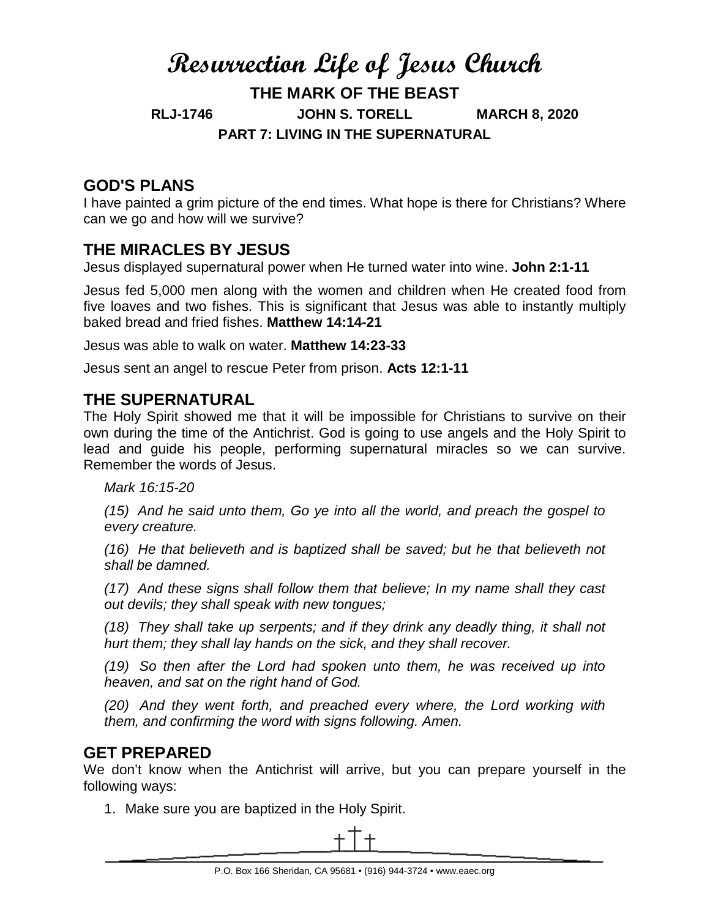# Resurrection Life of Jesus Church

## THE MARK OF THE BEAST

**RLJ-1746 JOHN S. TORELL MARCH 8, 2020**

**PART 7: LIVING IN THE SUPERNATURAL**

## GOD'S PLANS

I have painted a grim picture of the end times. What hope is there for Christians? Where can we go and how will we survive?

## THE MIRACLES BY JESUS

Jesus displayed supernatural power when He turned water into wine. **John 2:1-11**

Jesus fed 5,000 men along with the women and children when He created food from five loaves and two fishes. This is significant that Jesus was able to instantly multiply baked bread and fried fishes. **Matthew 14:14-21**

Jesus was able to walk on water. **Matthew 14:23-33**

Jesus sent an angel to rescue Peter from prison. **Acts 12:1-11**

## THE SUPERNATURAL

The Holy Spirit showed me that it will be impossible for Christians to survive on their own during the time of the Antichrist. God is going to use angels and the Holy Spirit to lead and guide his people, performing supernatural miracles so we can survive. Remember the words of Jesus.

*Mark 16:15-20*

*(15) And he said unto them, Go ye into all the world, and preach the gospel to every creature.*

*(16) He that believeth and is baptized shall be saved; but he that believeth not shall be damned.*

*(17) And these signs shall follow them that believe; In my name shall they cast out devils; they shall speak with new tongues;*

*(18) They shall take up serpents; and if they drink any deadly thing, it shall not hurt them; they shall lay hands on the sick, and they shall recover.*

*(19) So then after the Lord had spoken unto them, he was received up into heaven, and sat on the right hand of God.*

*(20) And they went forth, and preached every where, the Lord working with them, and confirming the word with signs following. Amen.*

## GET PREPARED

We don't know when the Antichrist will arrive, but you can prepare yourself in the following ways:

1. Make sure you are baptized in the Holy Spirit.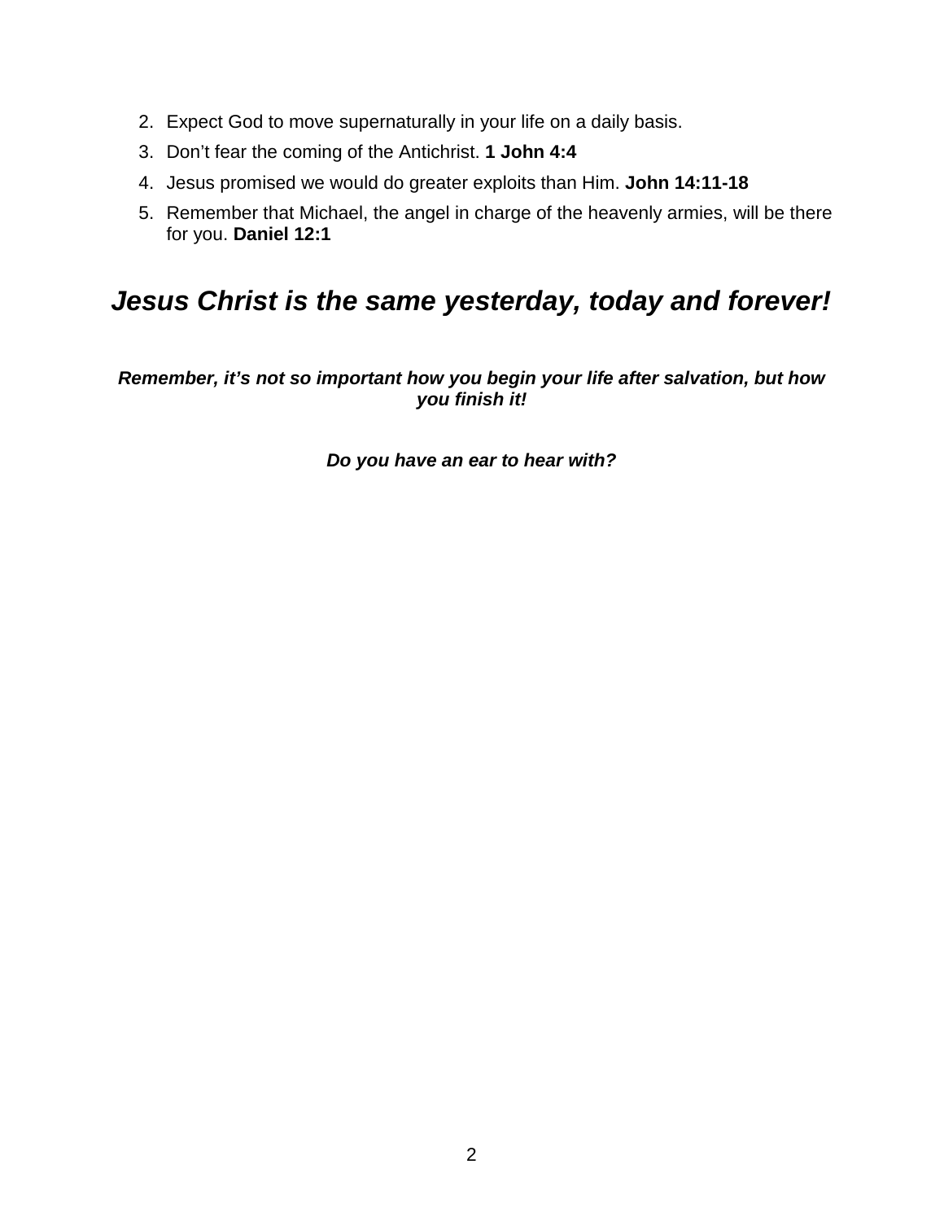2. Expect God to move supernaturally in your life on a daily basis.
3. Don't fear the coming of the Antichrist. **1 John 4:4**
4. Jesus promised we would do greater exploits than Him. **John 14:11-18**
5. Remember that Michael, the angel in charge of the heavenly armies, will be there for you. **Daniel 12:1**

## ***Jesus Christ is the same yesterday, today and forever!***

***Remember, it's not so important how you begin your life after salvation, but how you finish it!***

***Do you have an ear to hear with?***